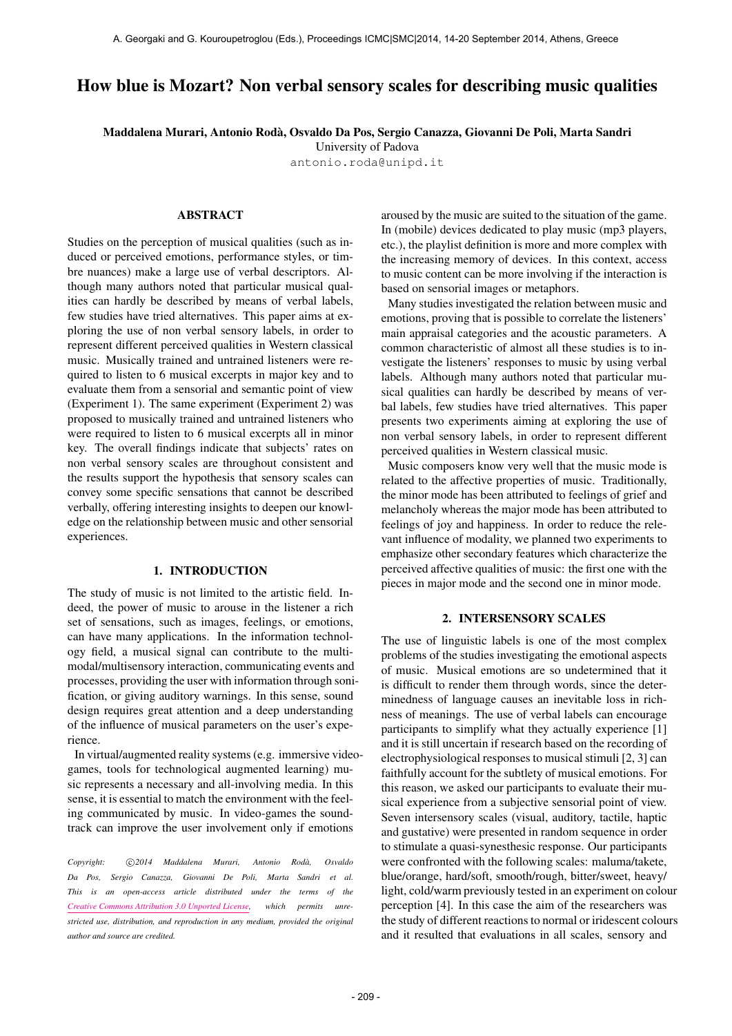# How blue is Mozart? Non verbal sensory scales for describing music qualities

**Maddalena Murari, Antonio Rodà, Osvaldo Da Pos, Sergio Canazza, Giovanni De Poli, Marta Sandri**
University of Padova
antonio.roda@unipd.it

## ABSTRACT

Studies on the perception of musical qualities (such as induced or perceived emotions, performance styles, or timbre nuances) make a large use of verbal descriptors. Although many authors noted that particular musical qualities can hardly be described by means of verbal labels, few studies have tried alternatives. This paper aims at exploring the use of non verbal sensory labels, in order to represent different perceived qualities in Western classical music. Musically trained and untrained listeners were required to listen to 6 musical excerpts in major key and to evaluate them from a sensorial and semantic point of view (Experiment 1). The same experiment (Experiment 2) was proposed to musically trained and untrained listeners who were required to listen to 6 musical excerpts all in minor key. The overall findings indicate that subjects' rates on non verbal sensory scales are throughout consistent and the results support the hypothesis that sensory scales can convey some specific sensations that cannot be described verbally, offering interesting insights to deepen our knowledge on the relationship between music and other sensorial experiences.

## 1. INTRODUCTION

The study of music is not limited to the artistic field. Indeed, the power of music to arouse in the listener a rich set of sensations, such as images, feelings, or emotions, can have many applications. In the information technology field, a musical signal can contribute to the multimodal/multisensory interaction, communicating events and processes, providing the user with information through sonification, or giving auditory warnings. In this sense, sound design requires great attention and a deep understanding of the influence of musical parameters on the user's experience.

In virtual/augmented reality systems (e.g. immersive videogames, tools for technological augmented learning) music represents a necessary and all-involving media. In this sense, it is essential to match the environment with the feeling communicated by music. In video-games the soundtrack can improve the user involvement only if emotions aroused by the music are suited to the situation of the game. In (mobile) devices dedicated to play music (mp3 players, etc.), the playlist definition is more and more complex with the increasing memory of devices. In this context, access to music content can be more involving if the interaction is based on sensorial images or metaphors.

Many studies investigated the relation between music and emotions, proving that is possible to correlate the listeners' main appraisal categories and the acoustic parameters. A common characteristic of almost all these studies is to investigate the listeners' responses to music by using verbal labels. Although many authors noted that particular musical qualities can hardly be described by means of verbal labels, few studies have tried alternatives. This paper presents two experiments aiming at exploring the use of non verbal sensory labels, in order to represent different perceived qualities in Western classical music.

Music composers know very well that the music mode is related to the affective properties of music. Traditionally, the minor mode has been attributed to feelings of grief and melancholy whereas the major mode has been attributed to feelings of joy and happiness. In order to reduce the relevant influence of modality, we planned two experiments to emphasize other secondary features which characterize the perceived affective qualities of music: the first one with the pieces in major mode and the second one in minor mode.

## 2. INTERSENSORY SCALES

The use of linguistic labels is one of the most complex problems of the studies investigating the emotional aspects of music. Musical emotions are so undetermined that it is difficult to render them through words, since the determinedness of language causes an inevitable loss in richness of meanings. The use of verbal labels can encourage participants to simplify what they actually experience [1] and it is still uncertain if research based on the recording of electrophysiological responses to musical stimuli [2, 3] can faithfully account for the subtlety of musical emotions. For this reason, we asked our participants to evaluate their musical experience from a subjective sensorial point of view. Seven intersensory scales (visual, auditory, tactile, haptic and gustative) were presented in random sequence in order to stimulate a quasi-synesthesic response. Our participants were confronted with the following scales: maluma/takete, blue/orange, hard/soft, smooth/rough, bitter/sweet, heavy/light, cold/warm previously tested in an experiment on colour perception [4]. In this case the aim of the researchers was the study of different reactions to normal or iridescent colours and it resulted that evaluations in all scales, sensory and

Copyright: ©2014 Maddalena Murari, Antonio Rodà, Osvaldo Da Pos, Sergio Canazza, Giovanni De Poli, Marta Sandri et al. This is an open-access article distributed under the terms of the Creative Commons Attribution 3.0 Unported License, which permits unrestricted use, distribution, and reproduction in any medium, provided the original author and source are credited.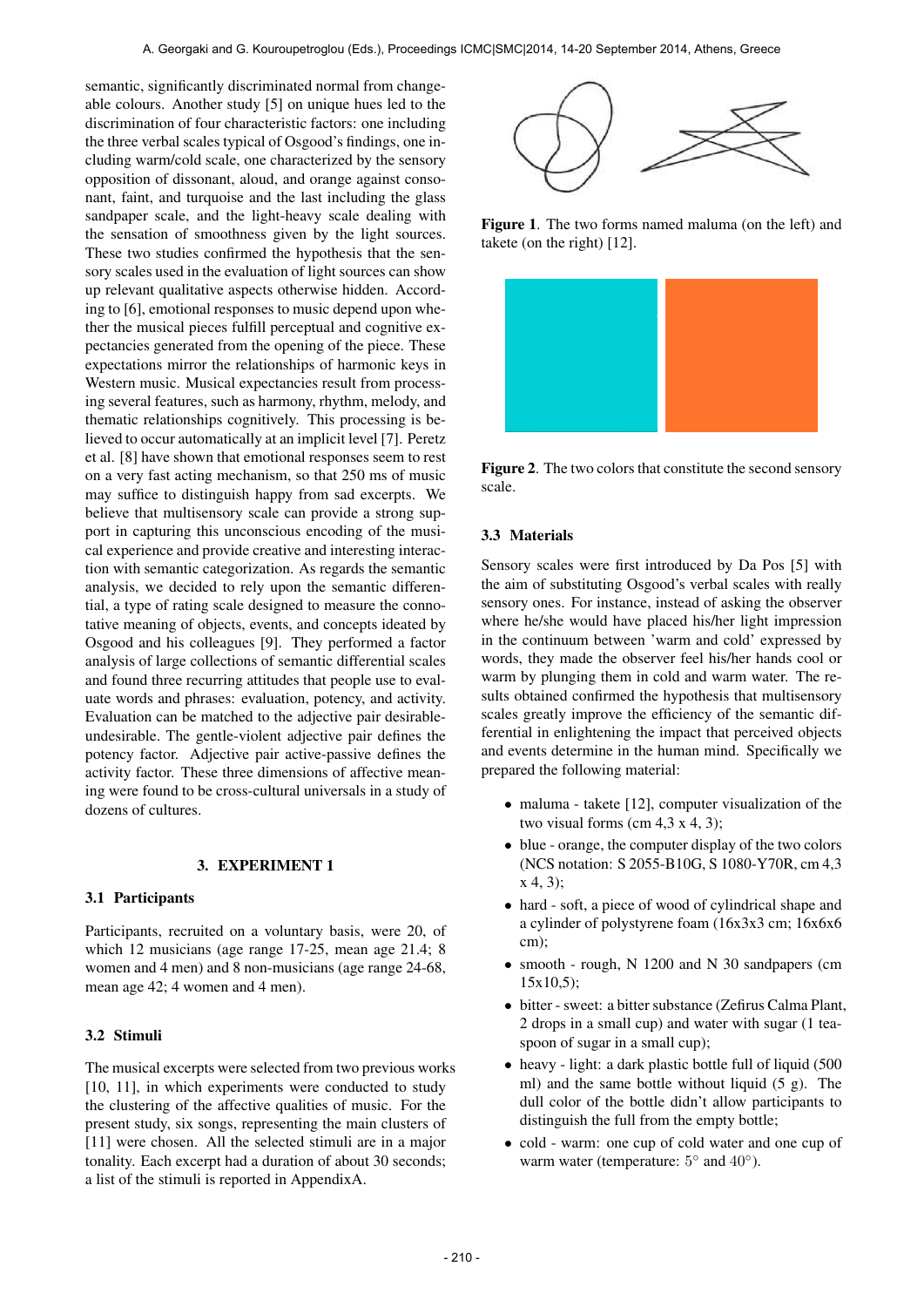semantic, significantly discriminated normal from changeable colours. Another study [5] on unique hues led to the discrimination of four characteristic factors: one including the three verbal scales typical of Osgood's findings, one including warm/cold scale, one characterized by the sensory opposition of dissonant, aloud, and orange against consonant, faint, and turquoise and the last including the glass sandpaper scale, and the light-heavy scale dealing with the sensation of smoothness given by the light sources. These two studies confirmed the hypothesis that the sensory scales used in the evaluation of light sources can show up relevant qualitative aspects otherwise hidden. According to [6], emotional responses to music depend upon whether the musical pieces fulfill perceptual and cognitive expectancies generated from the opening of the piece. These expectations mirror the relationships of harmonic keys in Western music. Musical expectancies result from processing several features, such as harmony, rhythm, melody, and thematic relationships cognitively. This processing is believed to occur automatically at an implicit level [7]. Peretz et al. [8] have shown that emotional responses seem to rest on a very fast acting mechanism, so that 250 ms of music may suffice to distinguish happy from sad excerpts. We believe that multisensory scale can provide a strong support in capturing this unconscious encoding of the musical experience and provide creative and interesting interaction with semantic categorization. As regards the semantic analysis, we decided to rely upon the semantic differential, a type of rating scale designed to measure the connotative meaning of objects, events, and concepts ideated by Osgood and his colleagues [9]. They performed a factor analysis of large collections of semantic differential scales and found three recurring attitudes that people use to evaluate words and phrases: evaluation, potency, and activity. Evaluation can be matched to the adjective pair desirable-undesirable. The gentle-violent adjective pair defines the potency factor. Adjective pair active-passive defines the activity factor. These three dimensions of affective meaning were found to be cross-cultural universals in a study of dozens of cultures.

## 3. EXPERIMENT 1

### 3.1 Participants

Participants, recruited on a voluntary basis, were 20, of which 12 musicians (age range 17-25, mean age 21.4; 8 women and 4 men) and 8 non-musicians (age range 24-68, mean age 42; 4 women and 4 men).

### 3.2 Stimuli

The musical excerpts were selected from two previous works [10, 11], in which experiments were conducted to study the clustering of the affective qualities of music. For the present study, six songs, representing the main clusters of [11] were chosen. All the selected stimuli are in a major tonality. Each excerpt had a duration of about 30 seconds; a list of the stimuli is reported in AppendixA.

**Figure 1**. The two forms named maluma (on the left) and takete (on the right) [12].

**Figure 2**. The two colors that constitute the second sensory scale.

### 3.3 Materials

Sensory scales were first introduced by Da Pos [5] with the aim of substituting Osgood's verbal scales with really sensory ones. For instance, instead of asking the observer where he/she would have placed his/her light impression in the continuum between 'warm and cold' expressed by words, they made the observer feel his/her hands cool or warm by plunging them in cold and warm water. The results obtained confirmed the hypothesis that multisensory scales greatly improve the efficiency of the semantic differential in enlightening the impact that perceived objects and events determine in the human mind. Specifically we prepared the following material:

- maluma - takete [12], computer visualization of the two visual forms (cm 4,3 x 4, 3);
- blue - orange, the computer display of the two colors (NCS notation: S 2055-B10G, S 1080-Y70R, cm 4,3 x 4, 3);
- hard - soft, a piece of wood of cylindrical shape and a cylinder of polystyrene foam (16x3x3 cm; 16x6x6 cm);
- smooth - rough, N 1200 and N 30 sandpapers (cm 15x10,5);
- bitter - sweet: a bitter substance (Zefirus Calma Plant, 2 drops in a small cup) and water with sugar (1 teaspoon of sugar in a small cup);
- heavy - light: a dark plastic bottle full of liquid (500 ml) and the same bottle without liquid (5 g). The dull color of the bottle didn't allow participants to distinguish the full from the empty bottle;
- cold - warm: one cup of cold water and one cup of warm water (temperature: $5°$ and $40°$).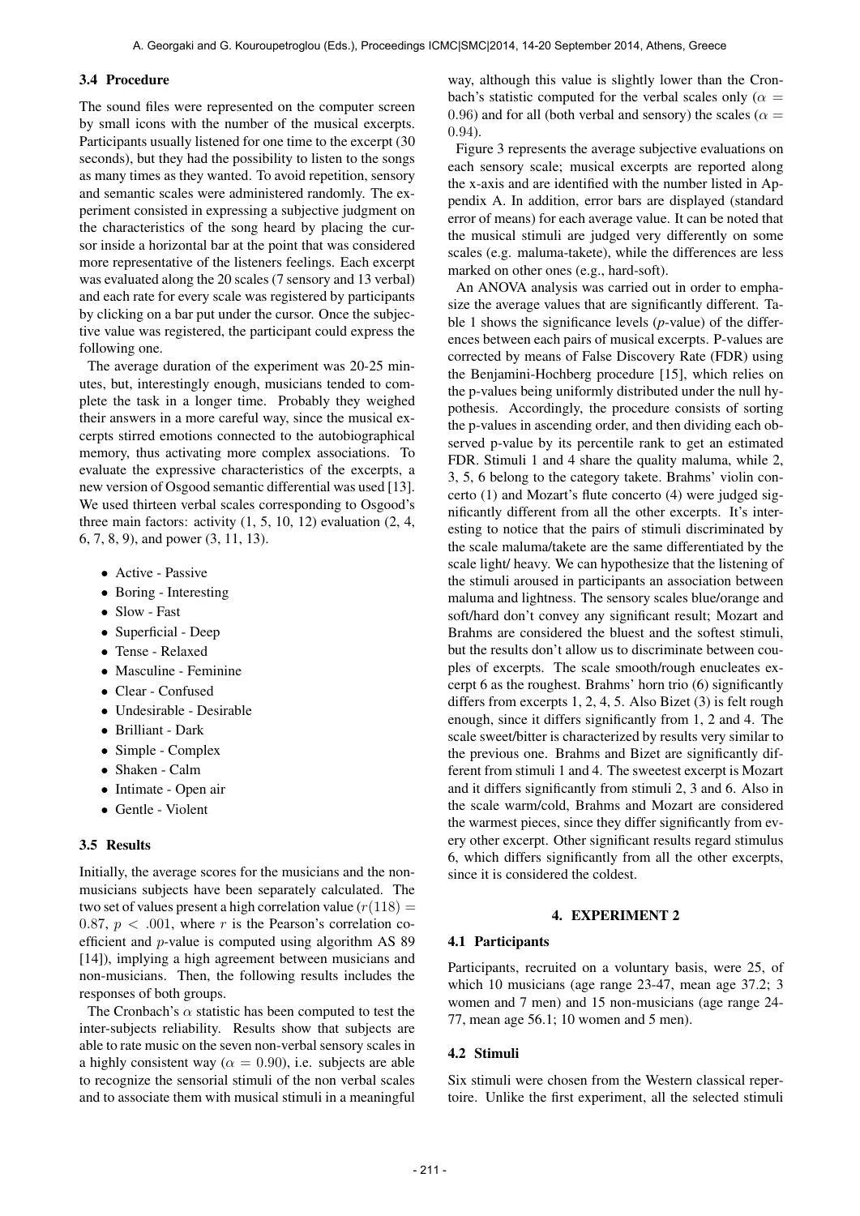### 3.4 Procedure

The sound files were represented on the computer screen by small icons with the number of the musical excerpts. Participants usually listened for one time to the excerpt (30 seconds), but they had the possibility to listen to the songs as many times as they wanted. To avoid repetition, sensory and semantic scales were administered randomly. The experiment consisted in expressing a subjective judgment on the characteristics of the song heard by placing the cursor inside a horizontal bar at the point that was considered more representative of the listeners feelings. Each excerpt was evaluated along the 20 scales (7 sensory and 13 verbal) and each rate for every scale was registered by participants by clicking on a bar put under the cursor. Once the subjective value was registered, the participant could express the following one.

The average duration of the experiment was 20-25 minutes, but, interestingly enough, musicians tended to complete the task in a longer time. Probably they weighed their answers in a more careful way, since the musical excerpts stirred emotions connected to the autobiographical memory, thus activating more complex associations. To evaluate the expressive characteristics of the excerpts, a new version of Osgood semantic differential was used [13]. We used thirteen verbal scales corresponding to Osgood's three main factors: activity (1, 5, 10, 12) evaluation (2, 4, 6, 7, 8, 9), and power (3, 11, 13).

- Active - Passive
- Boring - Interesting
- Slow - Fast
- Superficial - Deep
- Tense - Relaxed
- Masculine - Feminine
- Clear - Confused
- Undesirable - Desirable
- Brilliant - Dark
- Simple - Complex
- Shaken - Calm
- Intimate - Open air
- Gentle - Violent

### 3.5 Results

Initially, the average scores for the musicians and the non-musicians subjects have been separately calculated. The two set of values present a high correlation value ($r(118) = 0.87$, $p < .001$, where $r$ is the Pearson's correlation coefficient and $p$-value is computed using algorithm AS 89 [14]), implying a high agreement between musicians and non-musicians. Then, the following results includes the responses of both groups.

The Cronbach's $\alpha$ statistic has been computed to test the inter-subjects reliability. Results show that subjects are able to rate music on the seven non-verbal sensory scales in a highly consistent way ($\alpha = 0.90$), i.e. subjects are able to recognize the sensorial stimuli of the non verbal scales and to associate them with musical stimuli in a meaningful way, although this value is slightly lower than the Cronbach's statistic computed for the verbal scales only ($\alpha = 0.96$) and for all (both verbal and sensory) the scales ($\alpha = 0.94$).

Figure 3 represents the average subjective evaluations on each sensory scale; musical excerpts are reported along the x-axis and are identified with the number listed in Appendix A. In addition, error bars are displayed (standard error of means) for each average value. It can be noted that the musical stimuli are judged very differently on some scales (e.g. maluma-takete), while the differences are less marked on other ones (e.g., hard-soft).

An ANOVA analysis was carried out in order to emphasize the average values that are significantly different. Table 1 shows the significance levels ($p$-value) of the differences between each pairs of musical excerpts. P-values are corrected by means of False Discovery Rate (FDR) using the Benjamini-Hochberg procedure [15], which relies on the p-values being uniformly distributed under the null hypothesis. Accordingly, the procedure consists of sorting the p-values in ascending order, and then dividing each observed p-value by its percentile rank to get an estimated FDR. Stimuli 1 and 4 share the quality maluma, while 2, 3, 5, 6 belong to the category takete. Brahms' violin concerto (1) and Mozart's flute concerto (4) were judged significantly different from all the other excerpts. It's interesting to notice that the pairs of stimuli discriminated by the scale maluma/takete are the same differentiated by the scale light/ heavy. We can hypothesize that the listening of the stimuli aroused in participants an association between maluma and lightness. The sensory scales blue/orange and soft/hard don't convey any significant result; Mozart and Brahms are considered the bluest and the softest stimuli, but the results don't allow us to discriminate between couples of excerpts. The scale smooth/rough enucleates excerpt 6 as the roughest. Brahms' horn trio (6) significantly differs from excerpts 1, 2, 4, 5. Also Bizet (3) is felt rough enough, since it differs significantly from 1, 2 and 4. The scale sweet/bitter is characterized by results very similar to the previous one. Brahms and Bizet are significantly different from stimuli 1 and 4. The sweetest excerpt is Mozart and it differs significantly from stimuli 2, 3 and 6. Also in the scale warm/cold, Brahms and Mozart are considered the warmest pieces, since they differ significantly from every other excerpt. Other significant results regard stimulus 6, which differs significantly from all the other excerpts, since it is considered the coldest.

## 4. EXPERIMENT 2

### 4.1 Participants

Participants, recruited on a voluntary basis, were 25, of which 10 musicians (age range 23-47, mean age 37.2; 3 women and 7 men) and 15 non-musicians (age range 24-77, mean age 56.1; 10 women and 5 men).

### 4.2 Stimuli

Six stimuli were chosen from the Western classical repertoire. Unlike the first experiment, all the selected stimuli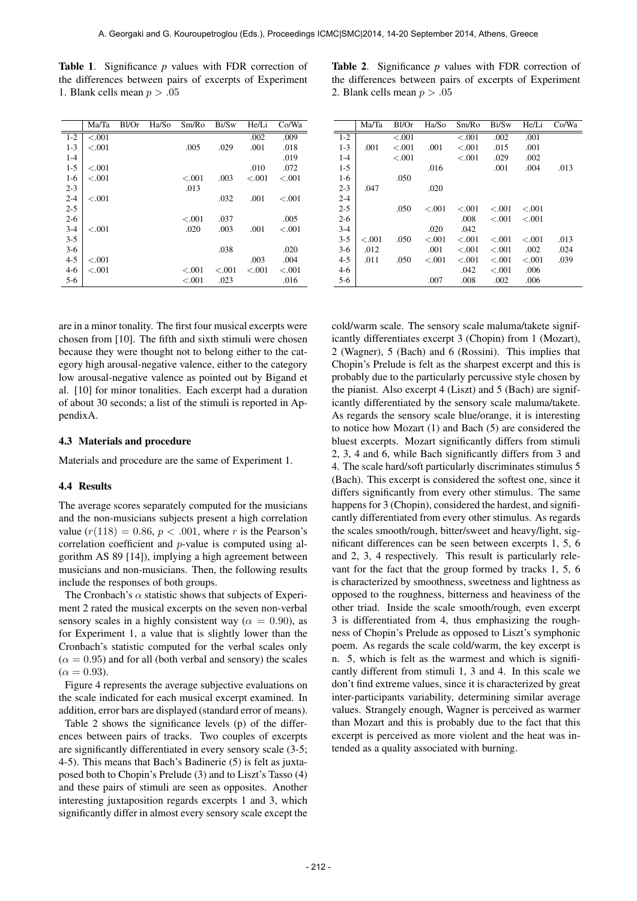**Table 1**. Significance *p* values with FDR correction of the differences between pairs of excerpts of Experiment 1. Blank cells mean $p > .05$

| | Ma/Ta | Bl/Or | Ha/So | Sm/Ro | Bi/Sw | He/Li | Co/Wa |
|---|---|---|---|---|---|---|---|
| 1-2 | <.001 | | | | | .002 | .009 |
| 1-3 | <.001 | | | .005 | .029 | .001 | .018 |
| 1-4 | | | | | | | .019 |
| 1-5 | <.001 | | | | | .010 | .072 |
| 1-6 | <.001 | | | <.001 | .003 | <.001 | <.001 |
| 2-3 | | | | .013 | | | |
| 2-4 | <.001 | | | | .032 | .001 | <.001 |
| 2-5 | | | | | | | |
| 2-6 | | | | <.001 | .037 | | .005 |
| 3-4 | <.001 | | | .020 | .003 | .001 | <.001 |
| 3-5 | | | | | | | |
| 3-6 | | | | | .038 | | .020 |
| 4-5 | <.001 | | | | | .003 | .004 |
| 4-6 | <.001 | | | <.001 | <.001 | <.001 | <.001 |
| 5-6 | | | | <.001 | .023 | | .016 |

are in a minor tonality. The first four musical excerpts were chosen from [10]. The fifth and sixth stimuli were chosen because they were thought not to belong either to the category high arousal-negative valence, either to the category low arousal-negative valence as pointed out by Bigand et al. [10] for minor tonalities. Each excerpt had a duration of about 30 seconds; a list of the stimuli is reported in AppendixA.

### 4.3 Materials and procedure

Materials and procedure are the same of Experiment 1.

### 4.4 Results

The average scores separately computed for the musicians and the non-musicians subjects present a high correlation value ($r(118) = 0.86$, $p < .001$, where $r$ is the Pearson's correlation coefficient and $p$-value is computed using algorithm AS 89 [14]), implying a high agreement between musicians and non-musicians. Then, the following results include the responses of both groups.

The Cronbach's $\alpha$ statistic shows that subjects of Experiment 2 rated the musical excerpts on the seven non-verbal sensory scales in a highly consistent way ($\alpha = 0.90$), as for Experiment 1, a value that is slightly lower than the Cronbach's statistic computed for the verbal scales only ($\alpha = 0.95$) and for all (both verbal and sensory) the scales ($\alpha = 0.93$).

Figure 4 represents the average subjective evaluations on the scale indicated for each musical excerpt examined. In addition, error bars are displayed (standard error of means).

Table 2 shows the significance levels (p) of the differences between pairs of tracks. Two couples of excerpts are significantly differentiated in every sensory scale (3-5; 4-5). This means that Bach's Badinerie (5) is felt as juxtaposed both to Chopin's Prelude (3) and to Liszt's Tasso (4) and these pairs of stimuli are seen as opposites. Another interesting juxtaposition regards excerpts 1 and 3, which significantly differ in almost every sensory scale except the

**Table 2**. Significance *p* values with FDR correction of the differences between pairs of excerpts of Experiment 2. Blank cells mean $p > .05$

| | Ma/Ta | Bl/Or | Ha/So | Sm/Ro | Bi/Sw | He/Li | Co/Wa |
|---|---|---|---|---|---|---|---|
| 1-2 | | <.001 | | <.001 | .002 | .001 | |
| 1-3 | .001 | <.001 | .001 | <.001 | .015 | .001 | |
| 1-4 | | <.001 | | <.001 | .029 | .002 | |
| 1-5 | | | .016 | | .001 | .004 | .013 |
| 1-6 | | .050 | | | | | |
| 2-3 | .047 | | .020 | | | | |
| 2-4 | | | | | | | |
| 2-5 | | .050 | <.001 | <.001 | <.001 | <.001 | |
| 2-6 | | | | .008 | <.001 | <.001 | |
| 3-4 | | | .020 | .042 | | | |
| 3-5 | <.001 | .050 | <.001 | <.001 | <.001 | <.001 | .013 |
| 3-6 | .012 | | .001 | <.001 | <.001 | .002 | .024 |
| 4-5 | .011 | .050 | <.001 | <.001 | <.001 | <.001 | .039 |
| 4-6 | | | | .042 | <.001 | .006 | |
| 5-6 | | | .007 | .008 | .002 | .006 | |

cold/warm scale. The sensory scale maluma/takete significantly differentiates excerpt 3 (Chopin) from 1 (Mozart), 2 (Wagner), 5 (Bach) and 6 (Rossini). This implies that Chopin's Prelude is felt as the sharpest excerpt and this is probably due to the particularly percussive style chosen by the pianist. Also excerpt 4 (Liszt) and 5 (Bach) are significantly differentiated by the sensory scale maluma/takete. As regards the sensory scale blue/orange, it is interesting to notice how Mozart (1) and Bach (5) are considered the bluest excerpts. Mozart significantly differs from stimuli 2, 3, 4 and 6, while Bach significantly differs from 3 and 4. The scale hard/soft particularly discriminates stimulus 5 (Bach). This excerpt is considered the softest one, since it differs significantly from every other stimulus. The same happens for 3 (Chopin), considered the hardest, and significantly differentiated from every other stimulus. As regards the scales smooth/rough, bitter/sweet and heavy/light, significant differences can be seen between excerpts 1, 5, 6 and 2, 3, 4 respectively. This result is particularly relevant for the fact that the group formed by tracks 1, 5, 6 is characterized by smoothness, sweetness and lightness as opposed to the roughness, bitterness and heaviness of the other triad. Inside the scale smooth/rough, even excerpt 3 is differentiated from 4, thus emphasizing the roughness of Chopin's Prelude as opposed to Liszt's symphonic poem. As regards the scale cold/warm, the key excerpt is n. 5, which is felt as the warmest and which is significantly different from stimuli 1, 3 and 4. In this scale we don't find extreme values, since it is characterized by great inter-participants variability, determining similar average values. Strangely enough, Wagner is perceived as warmer than Mozart and this is probably due to the fact that this excerpt is perceived as more violent and the heat was intended as a quality associated with burning.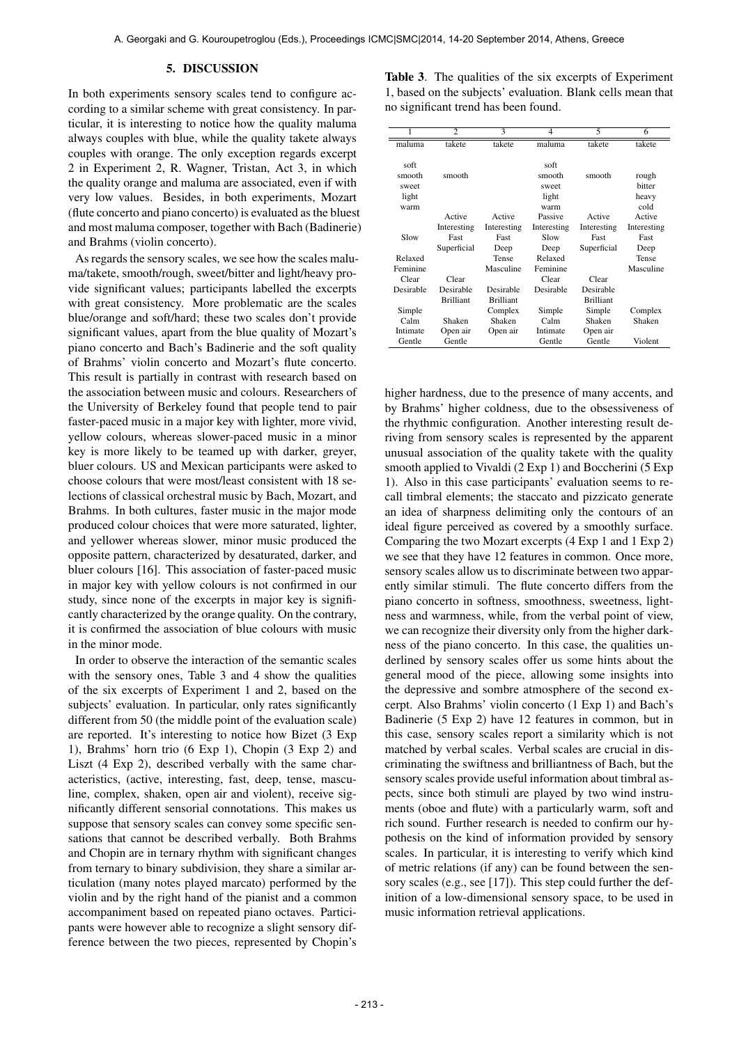## 5. DISCUSSION

In both experiments sensory scales tend to configure according to a similar scheme with great consistency. In particular, it is interesting to notice how the quality maluma always couples with blue, while the quality takete always couples with orange. The only exception regards excerpt 2 in Experiment 2, R. Wagner, Tristan, Act 3, in which the quality orange and maluma are associated, even if with very low values. Besides, in both experiments, Mozart (flute concerto and piano concerto) is evaluated as the bluest and most maluma composer, together with Bach (Badinerie) and Brahms (violin concerto).

As regards the sensory scales, we see how the scales maluma/takete, smooth/rough, sweet/bitter and light/heavy provide significant values; participants labelled the excerpts with great consistency. More problematic are the scales blue/orange and soft/hard; these two scales don't provide significant values, apart from the blue quality of Mozart's piano concerto and Bach's Badinerie and the soft quality of Brahms' violin concerto and Mozart's flute concerto. This result is partially in contrast with research based on the association between music and colours. Researchers of the University of Berkeley found that people tend to pair faster-paced music in a major key with lighter, more vivid, yellow colours, whereas slower-paced music in a minor key is more likely to be teamed up with darker, greyer, bluer colours. US and Mexican participants were asked to choose colours that were most/least consistent with 18 selections of classical orchestral music by Bach, Mozart, and Brahms. In both cultures, faster music in the major mode produced colour choices that were more saturated, lighter, and yellower whereas slower, minor music produced the opposite pattern, characterized by desaturated, darker, and bluer colours [16]. This association of faster-paced music in major key with yellow colours is not confirmed in our study, since none of the excerpts in major key is significantly characterized by the orange quality. On the contrary, it is confirmed the association of blue colours with music in the minor mode.

In order to observe the interaction of the semantic scales with the sensory ones, Table 3 and 4 show the qualities of the six excerpts of Experiment 1 and 2, based on the subjects' evaluation. In particular, only rates significantly different from 50 (the middle point of the evaluation scale) are reported. It's interesting to notice how Bizet (3 Exp 1), Brahms' horn trio (6 Exp 1), Chopin (3 Exp 2) and Liszt (4 Exp 2), described verbally with the same characteristics, (active, interesting, fast, deep, tense, masculine, complex, shaken, open air and violent), receive significantly different sensorial connotations. This makes us suppose that sensory scales can convey some specific sensations that cannot be described verbally. Both Brahms and Chopin are in ternary rhythm with significant changes from ternary to binary subdivision, they share a similar articulation (many notes played marcato) performed by the violin and by the right hand of the pianist and a common accompaniment based on repeated piano octaves. Participants were however able to recognize a slight sensory difference between the two pieces, represented by Chopin's higher hardness, due to the presence of many accents, and by Brahms' higher coldness, due to the obsessiveness of the rhythmic configuration. Another interesting result deriving from sensory scales is represented by the apparent unusual association of the quality takete with the quality smooth applied to Vivaldi (2 Exp 1) and Boccherini (5 Exp 1). Also in this case participants' evaluation seems to recall timbral elements; the staccato and pizzicato generate an idea of sharpness delimiting only the contours of an ideal figure perceived as covered by a smoothly surface. Comparing the two Mozart excerpts (4 Exp 1 and 1 Exp 2) we see that they have 12 features in common. Once more, sensory scales allow us to discriminate between two apparently similar stimuli. The flute concerto differs from the piano concerto in softness, smoothness, sweetness, lightness and warmness, while, from the verbal point of view, we can recognize their diversity only from the higher darkness of the piano concerto. In this case, the qualities underlined by sensory scales offer us some hints about the general mood of the piece, allowing some insights into the depressive and sombre atmosphere of the second excerpt. Also Brahms' violin concerto (1 Exp 1) and Bach's Badinerie (5 Exp 2) have 12 features in common, but in this case, sensory scales report a similarity which is not matched by verbal scales. Verbal scales are crucial in discriminating the swiftness and brilliantness of Bach, but the sensory scales provide useful information about timbral aspects, since both stimuli are played by two wind instruments (oboe and flute) with a particularly warm, soft and rich sound. Further research is needed to confirm our hypothesis on the kind of information provided by sensory scales. In particular, it is interesting to verify which kind of metric relations (if any) can be found between the sensory scales (e.g., see [17]). This step could further the definition of a low-dimensional sensory space, to be used in music information retrieval applications.

**Table 3**. The qualities of the six excerpts of Experiment 1, based on the subjects' evaluation. Blank cells mean that no significant trend has been found.

| 1 | 2 | 3 | 4 | 5 | 6 |
|---|---|---|---|---|---|
| maluma | takete | takete | maluma | takete | takete |
| | | | | | |
| soft | | | soft | | |
| smooth | smooth | | smooth | smooth | rough |
| sweet | | | sweet | | bitter |
| light | | | light | | heavy |
| warm | | | warm | | cold |
| | Active | Active | Passive | Active | Active |
| | Interesting | Interesting | Interesting | Interesting | Interesting |
| Slow | Fast | Fast | Slow | Fast | Fast |
| | Superficial | Deep | Deep | Superficial | Deep |
| Relaxed | | Tense | Relaxed | | Tense |
| Feminine | | Masculine | Feminine | | Masculine |
| Clear | Clear | | Clear | Clear | |
| Desirable | Desirable | Desirable | Desirable | Desirable | |
| | Brilliant | Brilliant | | Brilliant | |
| Simple | | Complex | Simple | Simple | Complex |
| Calm | Shaken | Shaken | Calm | Shaken | Shaken |
| Intimate | Open air | Open air | Intimate | Open air | |
| Gentle | Gentle | | Gentle | Gentle | Violent |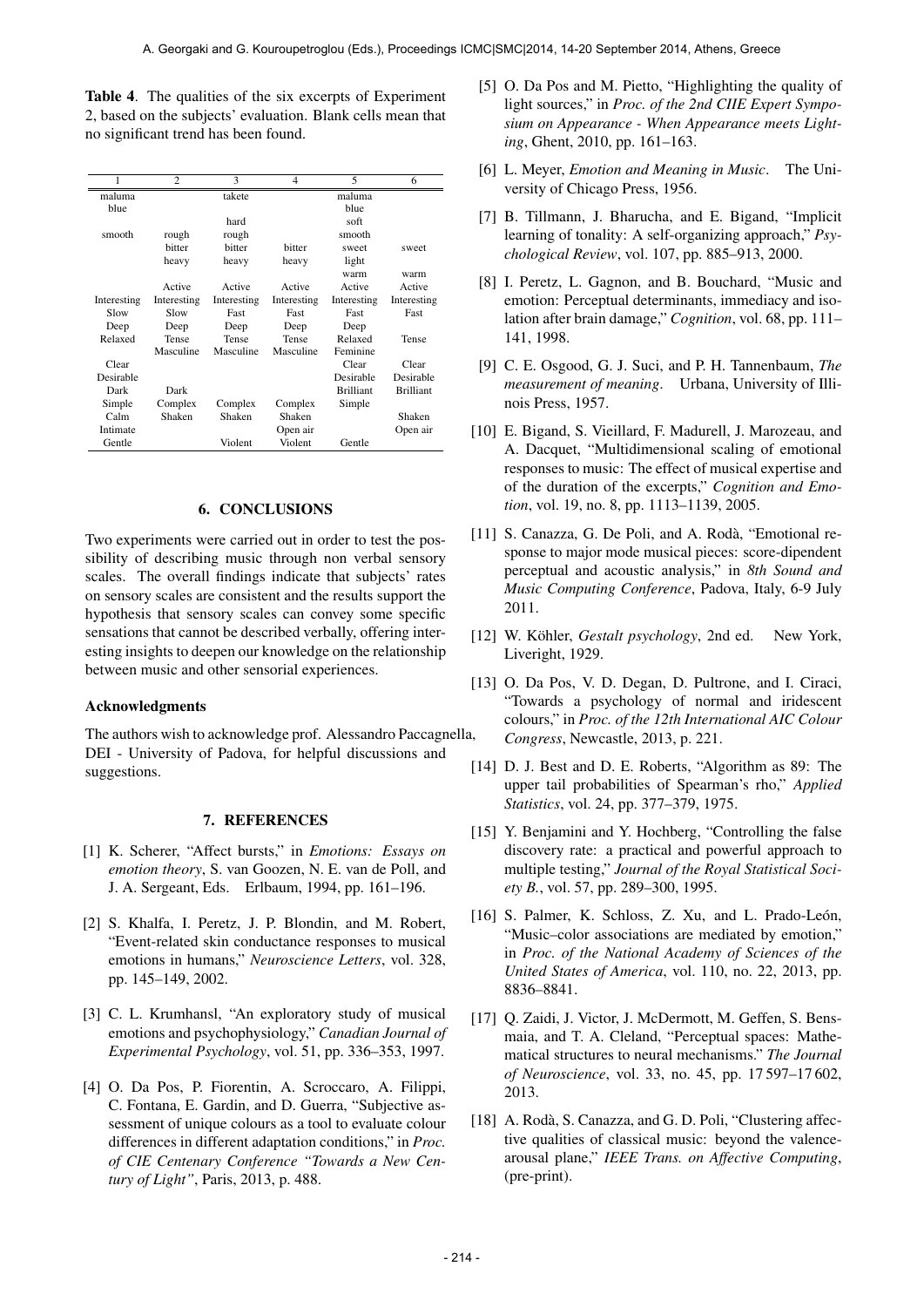**Table 4**. The qualities of the six excerpts of Experiment 2, based on the subjects' evaluation. Blank cells mean that no significant trend has been found.

| 1 | 2 | 3 | 4 | 5 | 6 |
|---|---|---|---|---|---|
| maluma | | takete | | maluma | |
| blue | | | | blue | |
| | | hard | | soft | |
| smooth | rough | rough | | smooth | |
| | bitter | bitter | bitter | sweet | sweet |
| | heavy | heavy | heavy | light | |
| | | | | warm | warm |
| | Active | Active | Active | Active | Active |
| Interesting | Interesting | Interesting | Interesting | Interesting | Interesting |
| Slow | Slow | Fast | Fast | Fast | Fast |
| Deep | Deep | Deep | Deep | Deep | |
| Relaxed | Tense | Tense | Tense | Relaxed | Tense |
| | Masculine | Masculine | Masculine | Feminine | |
| Clear | | | | Clear | Clear |
| Desirable | | | | Desirable | Desirable |
| Dark | Dark | | | Brilliant | Brilliant |
| Simple | Complex | Complex | Complex | Simple | |
| Calm | Shaken | Shaken | Shaken | | Shaken |
| Intimate | | | Open air | | Open air |
| Gentle | | Violent | Violent | Gentle | |

## 6. CONCLUSIONS

Two experiments were carried out in order to test the possibility of describing music through non verbal sensory scales. The overall findings indicate that subjects' rates on sensory scales are consistent and the results support the hypothesis that sensory scales can convey some specific sensations that cannot be described verbally, offering interesting insights to deepen our knowledge on the relationship between music and other sensorial experiences.

### Acknowledgments

The authors wish to acknowledge prof. Alessandro Paccagnella, DEI - University of Padova, for helpful discussions and suggestions.

## 7. REFERENCES

[1] K. Scherer, "Affect bursts," in *Emotions: Essays on emotion theory*, S. van Goozen, N. E. van de Poll, and J. A. Sergeant, Eds. Erlbaum, 1994, pp. 161–196.

[2] S. Khalfa, I. Peretz, J. P. Blondin, and M. Robert, "Event-related skin conductance responses to musical emotions in humans," *Neuroscience Letters*, vol. 328, pp. 145–149, 2002.

[3] C. L. Krumhansl, "An exploratory study of musical emotions and psychophysiology," *Canadian Journal of Experimental Psychology*, vol. 51, pp. 336–353, 1997.

[4] O. Da Pos, P. Fiorentin, A. Scroccaro, A. Filippi, C. Fontana, E. Gardin, and D. Guerra, "Subjective assessment of unique colours as a tool to evaluate colour differences in different adaptation conditions," in *Proc. of CIE Centenary Conference "Towards a New Century of Light"*, Paris, 2013, p. 488.

[5] O. Da Pos and M. Pietto, "Highlighting the quality of light sources," in *Proc. of the 2nd CIIE Expert Symposium on Appearance - When Appearance meets Lighting*, Ghent, 2010, pp. 161–163.

[6] L. Meyer, *Emotion and Meaning in Music*. The University of Chicago Press, 1956.

[7] B. Tillmann, J. Bharucha, and E. Bigand, "Implicit learning of tonality: A self-organizing approach," *Psychological Review*, vol. 107, pp. 885–913, 2000.

[8] I. Peretz, L. Gagnon, and B. Bouchard, "Music and emotion: Perceptual determinants, immediacy and isolation after brain damage," *Cognition*, vol. 68, pp. 111–141, 1998.

[9] C. E. Osgood, G. J. Suci, and P. H. Tannenbaum, *The measurement of meaning*. Urbana, University of Illinois Press, 1957.

[10] E. Bigand, S. Vieillard, F. Madurell, J. Marozeau, and A. Dacquet, "Multidimensional scaling of emotional responses to music: The effect of musical expertise and of the duration of the excerpts," *Cognition and Emotion*, vol. 19, no. 8, pp. 1113–1139, 2005.

[11] S. Canazza, G. De Poli, and A. Rodà, "Emotional response to major mode musical pieces: score-dipendent perceptual and acoustic analysis," in *8th Sound and Music Computing Conference*, Padova, Italy, 6-9 July 2011.

[12] W. Köhler, *Gestalt psychology*, 2nd ed. New York, Liveright, 1929.

[13] O. Da Pos, V. D. Degan, D. Pultrone, and I. Ciraci, "Towards a psychology of normal and iridescent colours," in *Proc. of the 12th International AIC Colour Congress*, Newcastle, 2013, p. 221.

[14] D. J. Best and D. E. Roberts, "Algorithm as 89: The upper tail probabilities of Spearman's rho," *Applied Statistics*, vol. 24, pp. 377–379, 1975.

[15] Y. Benjamini and Y. Hochberg, "Controlling the false discovery rate: a practical and powerful approach to multiple testing," *Journal of the Royal Statistical Society B.*, vol. 57, pp. 289–300, 1995.

[16] S. Palmer, K. Schloss, Z. Xu, and L. Prado-León, "Music–color associations are mediated by emotion," in *Proc. of the National Academy of Sciences of the United States of America*, vol. 110, no. 22, 2013, pp. 8836–8841.

[17] Q. Zaidi, J. Victor, J. McDermott, M. Geffen, S. Bensmaia, and T. A. Cleland, "Perceptual spaces: Mathematical structures to neural mechanisms." *The Journal of Neuroscience*, vol. 33, no. 45, pp. 17 597–17 602, 2013.

[18] A. Rodà, S. Canazza, and G. D. Poli, "Clustering affective qualities of classical music: beyond the valence-arousal plane," *IEEE Trans. on Affective Computing*, (pre-print).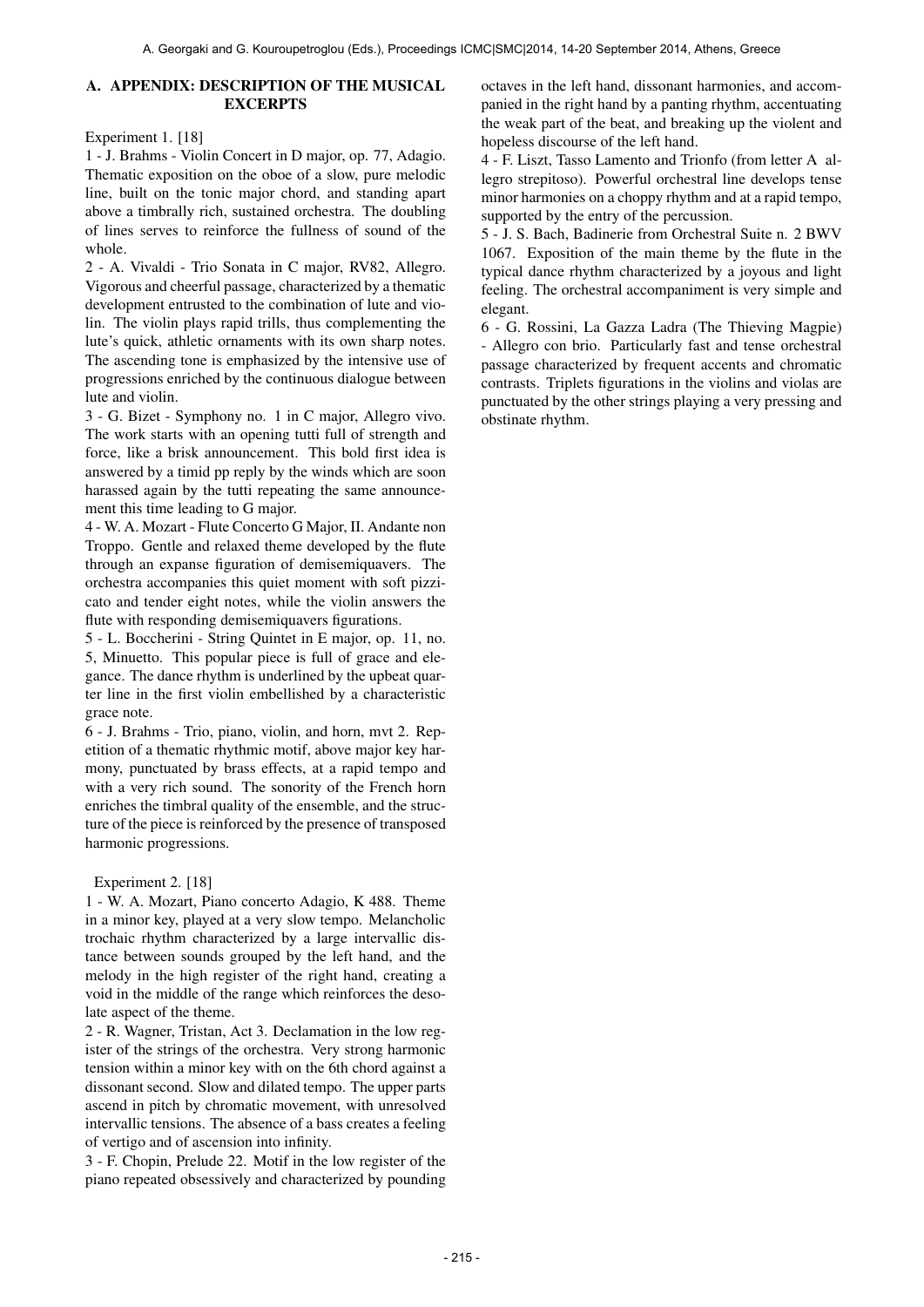## A. APPENDIX: DESCRIPTION OF THE MUSICAL EXCERPTS

Experiment 1. [18]

1 - J. Brahms - Violin Concert in D major, op. 77, Adagio. Thematic exposition on the oboe of a slow, pure melodic line, built on the tonic major chord, and standing apart above a timbrally rich, sustained orchestra. The doubling of lines serves to reinforce the fullness of sound of the whole.

2 - A. Vivaldi - Trio Sonata in C major, RV82, Allegro. Vigorous and cheerful passage, characterized by a thematic development entrusted to the combination of lute and violin. The violin plays rapid trills, thus complementing the lute's quick, athletic ornaments with its own sharp notes. The ascending tone is emphasized by the intensive use of progressions enriched by the continuous dialogue between lute and violin.

3 - G. Bizet - Symphony no. 1 in C major, Allegro vivo. The work starts with an opening tutti full of strength and force, like a brisk announcement. This bold first idea is answered by a timid pp reply by the winds which are soon harassed again by the tutti repeating the same announcement this time leading to G major.

4 - W. A. Mozart - Flute Concerto G Major, II. Andante non Troppo. Gentle and relaxed theme developed by the flute through an expanse figuration of demisemiquavers. The orchestra accompanies this quiet moment with soft pizzicato and tender eight notes, while the violin answers the flute with responding demisemiquavers figurations.

5 - L. Boccherini - String Quintet in E major, op. 11, no. 5, Minuetto. This popular piece is full of grace and elegance. The dance rhythm is underlined by the upbeat quarter line in the first violin embellished by a characteristic grace note.

6 - J. Brahms - Trio, piano, violin, and horn, mvt 2. Repetition of a thematic rhythmic motif, above major key harmony, punctuated by brass effects, at a rapid tempo and with a very rich sound. The sonority of the French horn enriches the timbral quality of the ensemble, and the structure of the piece is reinforced by the presence of transposed harmonic progressions.

Experiment 2. [18]

1 - W. A. Mozart, Piano concerto Adagio, K 488. Theme in a minor key, played at a very slow tempo. Melancholic trochaic rhythm characterized by a large intervallic distance between sounds grouped by the left hand, and the melody in the high register of the right hand, creating a void in the middle of the range which reinforces the desolate aspect of the theme.

2 - R. Wagner, Tristan, Act 3. Declamation in the low register of the strings of the orchestra. Very strong harmonic tension within a minor key with on the 6th chord against a dissonant second. Slow and dilated tempo. The upper parts ascend in pitch by chromatic movement, with unresolved intervallic tensions. The absence of a bass creates a feeling of vertigo and of ascension into infinity.

3 - F. Chopin, Prelude 22. Motif in the low register of the piano repeated obsessively and characterized by pounding octaves in the left hand, dissonant harmonies, and accompanied in the right hand by a panting rhythm, accentuating the weak part of the beat, and breaking up the violent and hopeless discourse of the left hand.

4 - F. Liszt, Tasso Lamento and Trionfo (from letter A allegro strepitoso). Powerful orchestral line develops tense minor harmonies on a choppy rhythm and at a rapid tempo, supported by the entry of the percussion.

5 - J. S. Bach, Badinerie from Orchestral Suite n. 2 BWV 1067. Exposition of the main theme by the flute in the typical dance rhythm characterized by a joyous and light feeling. The orchestral accompaniment is very simple and elegant.

6 - G. Rossini, La Gazza Ladra (The Thieving Magpie) - Allegro con brio. Particularly fast and tense orchestral passage characterized by frequent accents and chromatic contrasts. Triplets figurations in the violins and violas are punctuated by the other strings playing a very pressing and obstinate rhythm.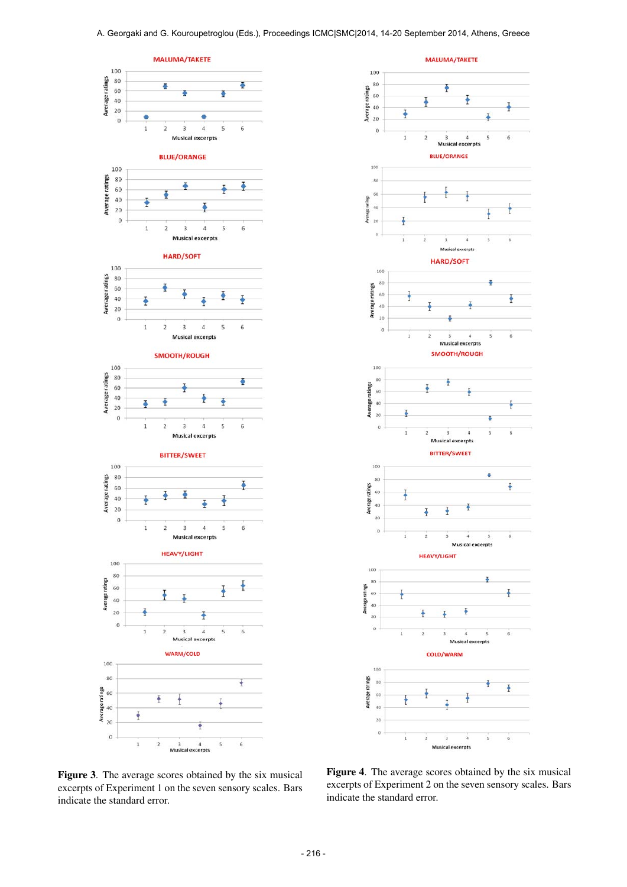MALUMA/TAKETE

100
80
60
40
20
0

Average ratings

1 2 3 4 5 6

Musical excerpts

BLUE/ORANGE

100
80
60
40
20
0

Average ratings

1 2 3 4 5 6

Musical excerpts

HARD/SOFT

100
80
60
40
20
0

Average ratings

1 2 3 4 5 6

Musical excerpts

SMOOTH/ROUGH

100
80
60
40
20
0

Average ratings

1 2 3 4 5 6

Musical excerpts

BITTER/SWEET

100
80
60
40
20
0

Average ratings

1 2 3 4 5 6

Musical excerpts

HEAVY/LIGHT

100
80
60
40
20
0

Average ratings

1 2 3 4 5 6

Musical excerpts

WARM/COLD

100
80
60
40
20
0

Average ratings

1 2 3 4 5 6

Musical excerpts

**Figure 3**. The average scores obtained by the six musical excerpts of Experiment 1 on the seven sensory scales. Bars indicate the standard error.

MALUMA/TAKETE

100
80
60
40
20
0

Average ratings

1 2 3 4 5 6

Musical excerpts

BLUE/ORANGE

100
80
60
40
20
0

Average ratings

1 2 3 4 5 6

Musical excerpts

HARD/SOFT

100
80
60
40
20
0

Average ratings

1 2 3 4 5 6

Musical excerpts

SMOOTH/ROUGH

100
80
60
40
20
0

Average ratings

1 2 3 4 5 6

Musical excerpts

BITTER/SWEET

100
80
60
40
20
0

Average ratings

1 2 3 4 5 6

Musical excerpts

HEAVY/LIGHT

100
80
60
40
20
0

Average ratings

1 2 3 4 5 6

Musical excerpts

COLD/WARM

100
80
60
40
20
0

Average ratings

1 2 3 4 5 6

Musical excerpts

**Figure 4**. The average scores obtained by the six musical excerpts of Experiment 2 on the seven sensory scales. Bars indicate the standard error.